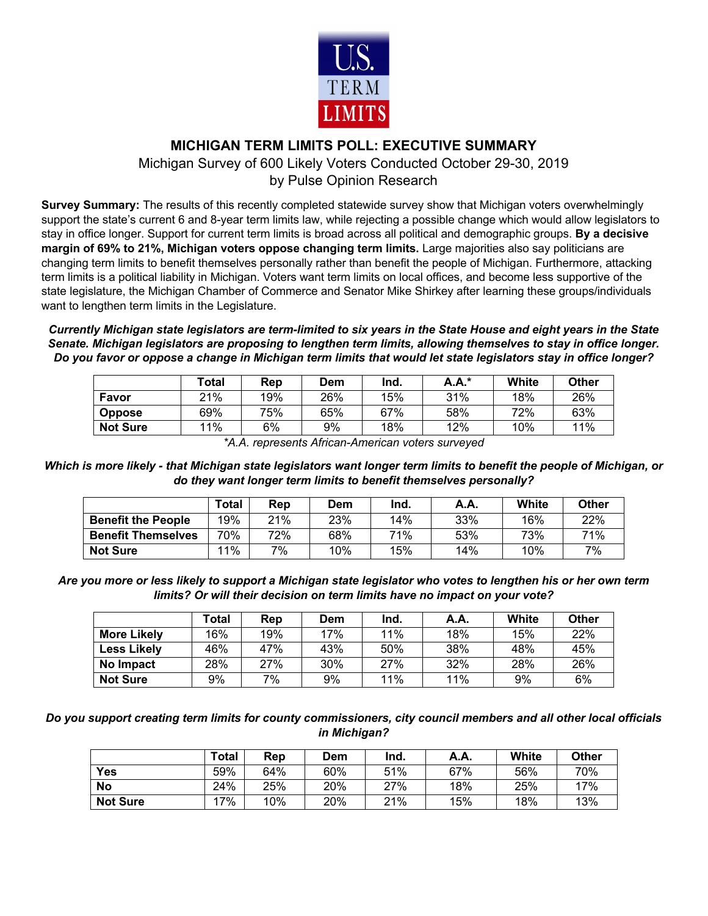# MICHIGAN TERM LIMITS POLL: EXECUTIVE SUMMARY

Michigan Survey of 600 Likely Voters Conducted October 29-30, 2019

by Pulse Opinion Research

**Survey Summary:** The results of this recently completed statewide survey show that Michigan voters overwhelmingly support the state's current 6 and 8-year term limits law, while rejecting a possible change which would allow legislators to stay in office longer. Support for current term limits is broad across all political and demographic groups. **By a decisive margin of 69% to 21%, Michigan voters oppose changing term limits.** Large majorities also say politicians are changing term limits to benefit themselves personally rather than benefit the people of Michigan. Furthermore, attacking term limits is a political liability in Michigan. Voters want term limits on local offices, and become less supportive of the state legislature, the Michigan Chamber of Commerce and Senator Mike Shirkey after learning these groups/individuals want to lengthen term limits in the Legislature.

***Currently Michigan state legislators are term-limited to six years in the State House and eight years in the State Senate. Michigan legislators are proposing to lengthen term limits, allowing themselves to stay in office longer. Do you favor or oppose a change in Michigan term limits that would let state legislators stay in office longer?***

| | Total | Rep | Dem | Ind. | A.A.* | White | Other |
|---|---|---|---|---|---|---|---|
| **Favor** | 21% | 19% | 26% | 15% | 31% | 18% | 26% |
| **Oppose** | 69% | 75% | 65% | 67% | 58% | 72% | 63% |
| **Not Sure** | 11% | 6% | 9% | 18% | 12% | 10% | 11% |

*\*A.A. represents African-American voters surveyed*

***Which is more likely - that Michigan state legislators want longer term limits to benefit the people of Michigan, or do they want longer term limits to benefit themselves personally?***

| | Total | Rep | Dem | Ind. | A.A. | White | Other |
|---|---|---|---|---|---|---|---|
| **Benefit the People** | 19% | 21% | 23% | 14% | 33% | 16% | 22% |
| **Benefit Themselves** | 70% | 72% | 68% | 71% | 53% | 73% | 71% |
| **Not Sure** | 11% | 7% | 10% | 15% | 14% | 10% | 7% |

***Are you more or less likely to support a Michigan state legislator who votes to lengthen his or her own term limits? Or will their decision on term limits have no impact on your vote?***

| | Total | Rep | Dem | Ind. | A.A. | White | Other |
|---|---|---|---|---|---|---|---|
| **More Likely** | 16% | 19% | 17% | 11% | 18% | 15% | 22% |
| **Less Likely** | 46% | 47% | 43% | 50% | 38% | 48% | 45% |
| **No Impact** | 28% | 27% | 30% | 27% | 32% | 28% | 26% |
| **Not Sure** | 9% | 7% | 9% | 11% | 11% | 9% | 6% |

***Do you support creating term limits for county commissioners, city council members and all other local officials in Michigan?***

| | Total | Rep | Dem | Ind. | A.A. | White | Other |
|---|---|---|---|---|---|---|---|
| **Yes** | 59% | 64% | 60% | 51% | 67% | 56% | 70% |
| **No** | 24% | 25% | 20% | 27% | 18% | 25% | 17% |
| **Not Sure** | 17% | 10% | 20% | 21% | 15% | 18% | 13% |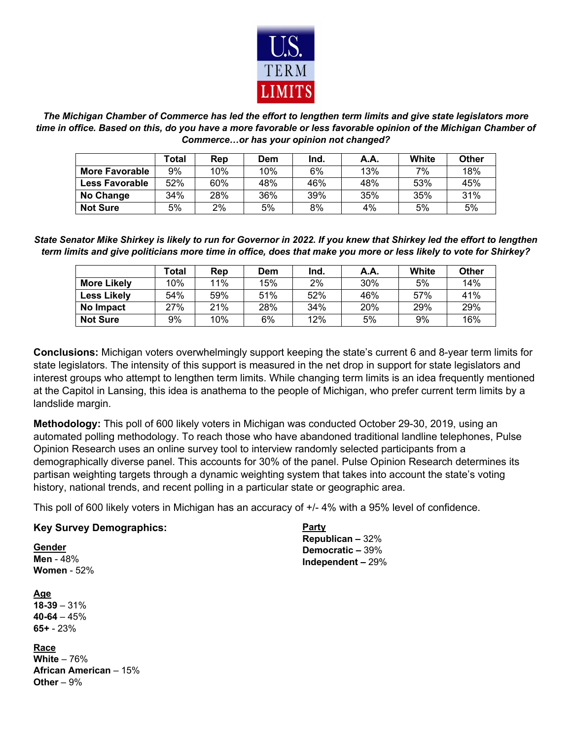U.S. TERM LIMITS

***The Michigan Chamber of Commerce has led the effort to lengthen term limits and give state legislators more time in office. Based on this, do you have a more favorable or less favorable opinion of the Michigan Chamber of Commerce…or has your opinion not changed?***

| | Total | Rep | Dem | Ind. | A.A. | White | Other |
|---|---|---|---|---|---|---|---|
| **More Favorable** | 9% | 10% | 10% | 6% | 13% | 7% | 18% |
| **Less Favorable** | 52% | 60% | 48% | 46% | 48% | 53% | 45% |
| **No Change** | 34% | 28% | 36% | 39% | 35% | 35% | 31% |
| **Not Sure** | 5% | 2% | 5% | 8% | 4% | 5% | 5% |

***State Senator Mike Shirkey is likely to run for Governor in 2022. If you knew that Shirkey led the effort to lengthen term limits and give politicians more time in office, does that make you more or less likely to vote for Shirkey?***

| | Total | Rep | Dem | Ind. | A.A. | White | Other |
|---|---|---|---|---|---|---|---|
| **More Likely** | 10% | 11% | 15% | 2% | 30% | 5% | 14% |
| **Less Likely** | 54% | 59% | 51% | 52% | 46% | 57% | 41% |
| **No Impact** | 27% | 21% | 28% | 34% | 20% | 29% | 29% |
| **Not Sure** | 9% | 10% | 6% | 12% | 5% | 9% | 16% |

**Conclusions:** Michigan voters overwhelmingly support keeping the state's current 6 and 8-year term limits for state legislators. The intensity of this support is measured in the net drop in support for state legislators and interest groups who attempt to lengthen term limits. While changing term limits is an idea frequently mentioned at the Capitol in Lansing, this idea is anathema to the people of Michigan, who prefer current term limits by a landslide margin.

**Methodology:** This poll of 600 likely voters in Michigan was conducted October 29-30, 2019, using an automated polling methodology. To reach those who have abandoned traditional landline telephones, Pulse Opinion Research uses an online survey tool to interview randomly selected participants from a demographically diverse panel. This accounts for 30% of the panel. Pulse Opinion Research determines its partisan weighting targets through a dynamic weighting system that takes into account the state's voting history, national trends, and recent polling in a particular state or geographic area.

This poll of 600 likely voters in Michigan has an accuracy of +/- 4% with a 95% level of confidence.

**Key Survey Demographics:**

**Gender**
**Men** - 48%
**Women** - 52%

**Age**
**18-39** – 31%
**40-64** – 45%
**65+** - 23%

**Race**
**White** – 76%
**African American** – 15%
**Other** – 9%

**Party**
**Republican –** 32%
**Democratic –** 39%
**Independent –** 29%